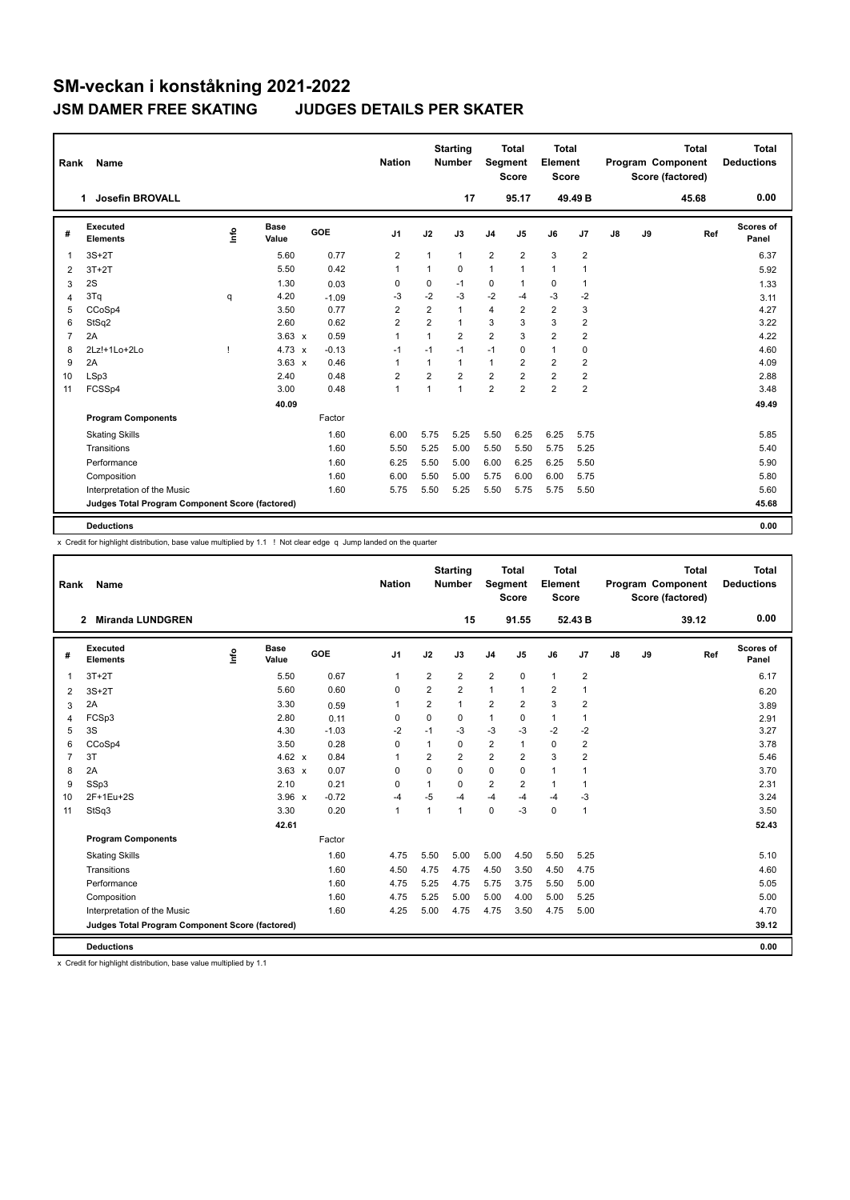# SM-veckan i konståkning 2021-2022

## JSM DAMER FREE SKATING JUDGES DETAILS PER SKATER

| Rank | Name | Nation | Starting Number | Total Segment Score | Total Element Score | Total Program Component Score (factored) | Total Deductions |
|---|---|---|---|---|---|---|---|
| 1 | Josefin BROVALL | | 17 | 95.17 | 49.49 B | 45.68 | 0.00 |

| # | Executed Elements | Info | Base Value | | GOE | J1 | J2 | J3 | J4 | J5 | J6 | J7 | J8 | J9 | Ref | Scores of Panel |
|---|---|---|---|---|---|---|---|---|---|---|---|---|---|---|---|---|
| 1 | 3S+2T | | 5.60 | | 0.77 | 2 | 1 | 1 | 2 | 2 | 3 | 2 | | | | 6.37 |
| 2 | 3T+2T | | 5.50 | | 0.42 | 1 | 1 | 0 | 1 | 1 | 1 | 1 | | | | 5.92 |
| 3 | 2S | | 1.30 | | 0.03 | 0 | 0 | -1 | 0 | 1 | 0 | 1 | | | | 1.33 |
| 4 | 3Tq | q | 4.20 | | -1.09 | -3 | -2 | -3 | -2 | -4 | -3 | -2 | | | | 3.11 |
| 5 | CCoSp4 | | 3.50 | | 0.77 | 2 | 2 | 1 | 4 | 2 | 2 | 3 | | | | 4.27 |
| 6 | StSq2 | | 2.60 | | 0.62 | 2 | 2 | 1 | 3 | 3 | 3 | 2 | | | | 3.22 |
| 7 | 2A | | 3.63 | x | 0.59 | 1 | 1 | 2 | 2 | 3 | 2 | 2 | | | | 4.22 |
| 8 | 2Lz!+1Lo+2Lo | ! | 4.73 | x | -0.13 | -1 | -1 | -1 | -1 | 0 | 1 | 0 | | | | 4.60 |
| 9 | 2A | | 3.63 | x | 0.46 | 1 | 1 | 1 | 1 | 2 | 2 | 2 | | | | 4.09 |
| 10 | LSp3 | | 2.40 | | 0.48 | 2 | 2 | 2 | 2 | 2 | 2 | 2 | | | | 2.88 |
| 11 | FCSSp4 | | 3.00 | | 0.48 | 1 | 1 | 1 | 2 | 2 | 2 | 2 | | | | 3.48 |
| | | | 40.09 | | | | | | | | | | | | | 49.49 |
| | **Program Components** | | | | Factor | | | | | | | | | | | |
| | Skating Skills | | | | 1.60 | 6.00 | 5.75 | 5.25 | 5.50 | 6.25 | 6.25 | 5.75 | | | | 5.85 |
| | Transitions | | | | 1.60 | 5.50 | 5.25 | 5.00 | 5.50 | 5.50 | 5.75 | 5.25 | | | | 5.40 |
| | Performance | | | | 1.60 | 6.25 | 5.50 | 5.00 | 6.00 | 6.25 | 6.25 | 5.50 | | | | 5.90 |
| | Composition | | | | 1.60 | 6.00 | 5.50 | 5.00 | 5.75 | 6.00 | 6.00 | 5.75 | | | | 5.80 |
| | Interpretation of the Music | | | | 1.60 | 5.75 | 5.50 | 5.25 | 5.50 | 5.75 | 5.75 | 5.50 | | | | 5.60 |
| | **Judges Total Program Component Score (factored)** | | | | | | | | | | | | | | | 45.68 |
| | **Deductions** | | | | | | | | | | | | | | | 0.00 |

x Credit for highlight distribution, base value multiplied by 1.1 ! Not clear edge q Jump landed on the quarter

| Rank | Name | Nation | Starting Number | Total Segment Score | Total Element Score | Total Program Component Score (factored) | Total Deductions |
|---|---|---|---|---|---|---|---|
| 2 | Miranda LUNDGREN | | 15 | 91.55 | 52.43 B | 39.12 | 0.00 |

| # | Executed Elements | Info | Base Value | | GOE | J1 | J2 | J3 | J4 | J5 | J6 | J7 | J8 | J9 | Ref | Scores of Panel |
|---|---|---|---|---|---|---|---|---|---|---|---|---|---|---|---|---|
| 1 | 3T+2T | | 5.50 | | 0.67 | 1 | 2 | 2 | 2 | 0 | 1 | 2 | | | | 6.17 |
| 2 | 3S+2T | | 5.60 | | 0.60 | 0 | 2 | 2 | 1 | 1 | 2 | 1 | | | | 6.20 |
| 3 | 2A | | 3.30 | | 0.59 | 1 | 2 | 1 | 2 | 2 | 3 | 2 | | | | 3.89 |
| 4 | FCSp3 | | 2.80 | | 0.11 | 0 | 0 | 0 | 1 | 0 | 1 | 1 | | | | 2.91 |
| 5 | 3S | | 4.30 | | -1.03 | -2 | -1 | -3 | -3 | -3 | -2 | -2 | | | | 3.27 |
| 6 | CCoSp4 | | 3.50 | | 0.28 | 0 | 1 | 0 | 2 | 1 | 0 | 2 | | | | 3.78 |
| 7 | 3T | | 4.62 | x | 0.84 | 1 | 2 | 2 | 2 | 2 | 3 | 2 | | | | 5.46 |
| 8 | 2A | | 3.63 | x | 0.07 | 0 | 0 | 0 | 0 | 0 | 1 | 1 | | | | 3.70 |
| 9 | SSp3 | | 2.10 | | 0.21 | 0 | 1 | 0 | 2 | 2 | 1 | 1 | | | | 2.31 |
| 10 | 2F+1Eu+2S | | 3.96 | x | -0.72 | -4 | -5 | -4 | -4 | -4 | -4 | -3 | | | | 3.24 |
| 11 | StSq3 | | 3.30 | | 0.20 | 1 | 1 | 1 | 0 | -3 | 0 | 1 | | | | 3.50 |
| | | | 42.61 | | | | | | | | | | | | | 52.43 |
| | **Program Components** | | | | Factor | | | | | | | | | | | |
| | Skating Skills | | | | 1.60 | 4.75 | 5.50 | 5.00 | 5.00 | 4.50 | 5.50 | 5.25 | | | | 5.10 |
| | Transitions | | | | 1.60 | 4.50 | 4.75 | 4.75 | 4.50 | 3.50 | 4.50 | 4.75 | | | | 4.60 |
| | Performance | | | | 1.60 | 4.75 | 5.25 | 4.75 | 5.75 | 3.75 | 5.50 | 5.00 | | | | 5.05 |
| | Composition | | | | 1.60 | 4.75 | 5.25 | 5.00 | 5.00 | 4.00 | 5.00 | 5.25 | | | | 5.00 |
| | Interpretation of the Music | | | | 1.60 | 4.25 | 5.00 | 4.75 | 4.75 | 3.50 | 4.75 | 5.00 | | | | 4.70 |
| | **Judges Total Program Component Score (factored)** | | | | | | | | | | | | | | | 39.12 |
| | **Deductions** | | | | | | | | | | | | | | | 0.00 |

x Credit for highlight distribution, base value multiplied by 1.1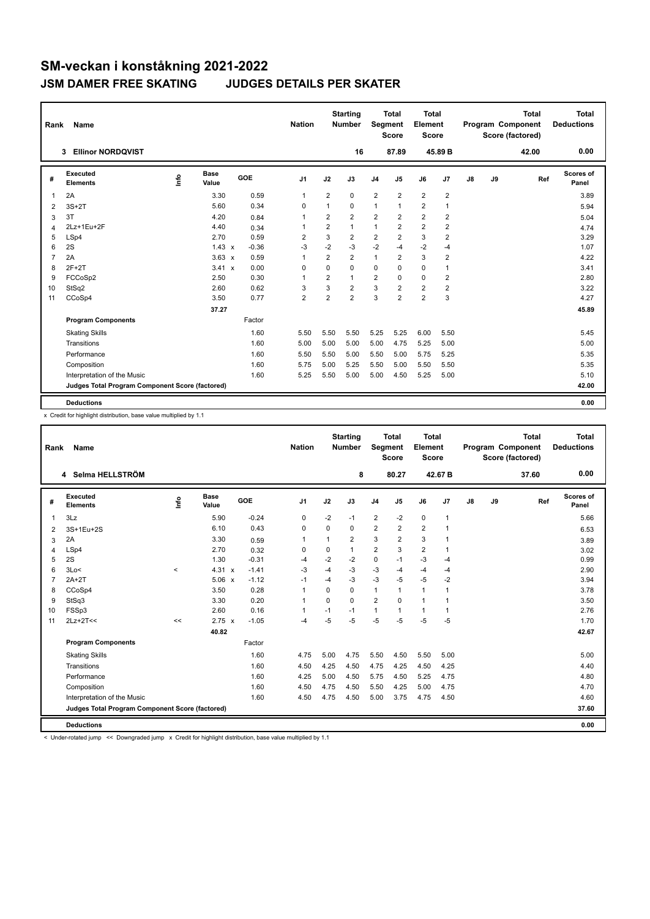# SM-veckan i konståkning 2021-2022

## JSM DAMER FREE SKATING JUDGES DETAILS PER SKATER

| Rank | Name | Nation | Starting Number | Total Segment Score | Total Element Score | Total Program Component Score (factored) | Total Deductions |
|---|---|---|---|---|---|---|---|
| 3 | Ellinor NORDQVIST | | 16 | 87.89 | 45.89 B | 42.00 | 0.00 |

| # | Executed Elements | Info | Base Value | | GOE | J1 | J2 | J3 | J4 | J5 | J6 | J7 | J8 | J9 | Ref | Scores of Panel |
|---|---|---|---|---|---|---|---|---|---|---|---|---|---|---|---|---|
| 1 | 2A | | 3.30 | | 0.59 | 1 | 2 | 0 | 2 | 2 | 2 | 2 | | | | 3.89 |
| 2 | 3S+2T | | 5.60 | | 0.34 | 0 | 1 | 0 | 1 | 1 | 2 | 1 | | | | 5.94 |
| 3 | 3T | | 4.20 | | 0.84 | 1 | 2 | 2 | 2 | 2 | 2 | 2 | | | | 5.04 |
| 4 | 2Lz+1Eu+2F | | 4.40 | | 0.34 | 1 | 2 | 1 | 1 | 2 | 2 | 2 | | | | 4.74 |
| 5 | LSp4 | | 2.70 | | 0.59 | 2 | 3 | 2 | 2 | 2 | 3 | 2 | | | | 3.29 |
| 6 | 2S | | 1.43 | x | -0.36 | -3 | -2 | -3 | -2 | -4 | -2 | -4 | | | | 1.07 |
| 7 | 2A | | 3.63 | x | 0.59 | 1 | 2 | 2 | 1 | 2 | 3 | 2 | | | | 4.22 |
| 8 | 2F+2T | | 3.41 | x | 0.00 | 0 | 0 | 0 | 0 | 0 | 0 | 1 | | | | 3.41 |
| 9 | FCCoSp2 | | 2.50 | | 0.30 | 1 | 2 | 1 | 2 | 0 | 0 | 2 | | | | 2.80 |
| 10 | StSq2 | | 2.60 | | 0.62 | 3 | 3 | 2 | 3 | 2 | 2 | 2 | | | | 3.22 |
| 11 | CCoSp4 | | 3.50 | | 0.77 | 2 | 2 | 2 | 3 | 2 | 2 | 3 | | | | 4.27 |
| | | | 37.27 | | | | | | | | | | | | | 45.89 |
| | **Program Components** | | | | Factor | | | | | | | | | | | |
| | Skating Skills | | | | 1.60 | 5.50 | 5.50 | 5.50 | 5.25 | 5.25 | 6.00 | 5.50 | | | | 5.45 |
| | Transitions | | | | 1.60 | 5.00 | 5.00 | 5.00 | 5.00 | 4.75 | 5.25 | 5.00 | | | | 5.00 |
| | Performance | | | | 1.60 | 5.50 | 5.50 | 5.00 | 5.50 | 5.00 | 5.75 | 5.25 | | | | 5.35 |
| | Composition | | | | 1.60 | 5.75 | 5.00 | 5.25 | 5.50 | 5.00 | 5.50 | 5.50 | | | | 5.35 |
| | Interpretation of the Music | | | | 1.60 | 5.25 | 5.50 | 5.00 | 5.00 | 4.50 | 5.25 | 5.00 | | | | 5.10 |
| | **Judges Total Program Component Score (factored)** | | | | | | | | | | | | | | | 42.00 |
| | **Deductions** | | | | | | | | | | | | | | | 0.00 |

x Credit for highlight distribution, base value multiplied by 1.1

| Rank | Name | Nation | Starting Number | Total Segment Score | Total Element Score | Total Program Component Score (factored) | Total Deductions |
|---|---|---|---|---|---|---|---|
| 4 | Selma HELLSTRÖM | | 8 | 80.27 | 42.67 B | 37.60 | 0.00 |

| # | Executed Elements | Info | Base Value | | GOE | J1 | J2 | J3 | J4 | J5 | J6 | J7 | J8 | J9 | Ref | Scores of Panel |
|---|---|---|---|---|---|---|---|---|---|---|---|---|---|---|---|---|
| 1 | 3Lz | | 5.90 | | -0.24 | 0 | -2 | -1 | 2 | -2 | 0 | 1 | | | | 5.66 |
| 2 | 3S+1Eu+2S | | 6.10 | | 0.43 | 0 | 0 | 0 | 2 | 2 | 2 | 1 | | | | 6.53 |
| 3 | 2A | | 3.30 | | 0.59 | 1 | 1 | 2 | 3 | 2 | 3 | 1 | | | | 3.89 |
| 4 | LSp4 | | 2.70 | | 0.32 | 0 | 0 | 1 | 2 | 3 | 2 | 1 | | | | 3.02 |
| 5 | 2S | | 1.30 | | -0.31 | -4 | -2 | -2 | 0 | -1 | -3 | -4 | | | | 0.99 |
| 6 | 3Lo< | < | 4.31 | x | -1.41 | -3 | -4 | -3 | -3 | -4 | -4 | -4 | | | | 2.90 |
| 7 | 2A+2T | | 5.06 | x | -1.12 | -1 | -4 | -3 | -3 | -5 | -5 | -2 | | | | 3.94 |
| 8 | CCoSp4 | | 3.50 | | 0.28 | 1 | 0 | 0 | 1 | 1 | 1 | 1 | | | | 3.78 |
| 9 | StSq3 | | 3.30 | | 0.20 | 1 | 0 | 0 | 2 | 0 | 1 | 1 | | | | 3.50 |
| 10 | FSSp3 | | 2.60 | | 0.16 | 1 | -1 | -1 | 1 | 1 | 1 | 1 | | | | 2.76 |
| 11 | 2Lz+2T<< | << | 2.75 | x | -1.05 | -4 | -5 | -5 | -5 | -5 | -5 | -5 | | | | 1.70 |
| | | | 40.82 | | | | | | | | | | | | | 42.67 |
| | **Program Components** | | | | Factor | | | | | | | | | | | |
| | Skating Skills | | | | 1.60 | 4.75 | 5.00 | 4.75 | 5.50 | 4.50 | 5.50 | 5.00 | | | | 5.00 |
| | Transitions | | | | 1.60 | 4.50 | 4.25 | 4.50 | 4.75 | 4.25 | 4.50 | 4.25 | | | | 4.40 |
| | Performance | | | | 1.60 | 4.25 | 5.00 | 4.50 | 5.75 | 4.50 | 5.25 | 4.75 | | | | 4.80 |
| | Composition | | | | 1.60 | 4.50 | 4.75 | 4.50 | 5.50 | 4.25 | 5.00 | 4.75 | | | | 4.70 |
| | Interpretation of the Music | | | | 1.60 | 4.50 | 4.75 | 4.50 | 5.00 | 3.75 | 4.75 | 4.50 | | | | 4.60 |
| | **Judges Total Program Component Score (factored)** | | | | | | | | | | | | | | | 37.60 |
| | **Deductions** | | | | | | | | | | | | | | | 0.00 |

< Under-rotated jump << Downgraded jump x Credit for highlight distribution, base value multiplied by 1.1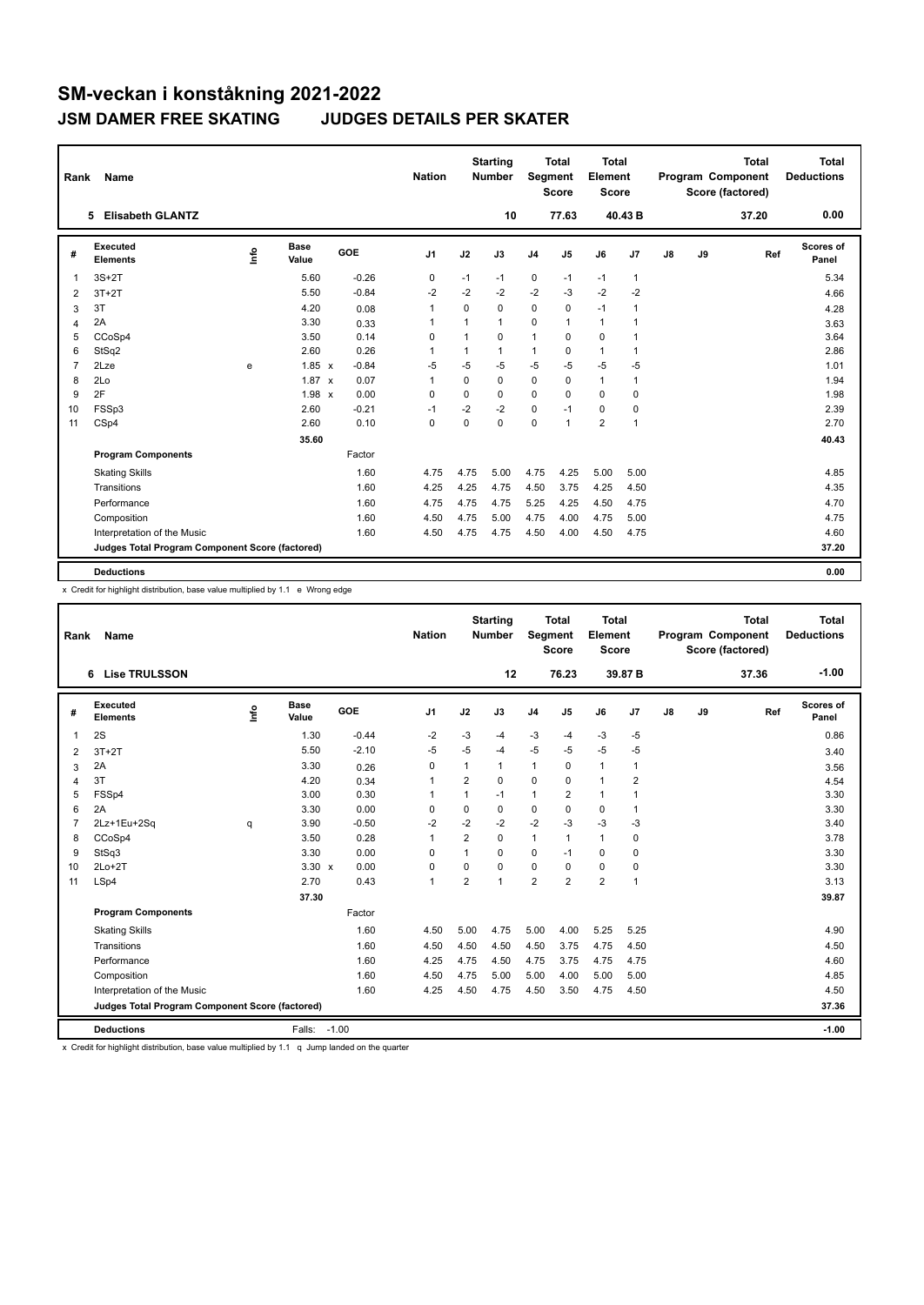# SM-veckan i konståkning 2021-2022

## JSM DAMER FREE SKATING JUDGES DETAILS PER SKATER

| Rank | Name | Nation | Starting Number | Total Segment Score | Total Element Score | Total Program Component Score (factored) | Total Deductions |
|---|---|---|---|---|---|---|---|
| 5 | Elisabeth GLANTZ | | 10 | 77.63 | 40.43 B | 37.20 | 0.00 |

| # | Executed Elements | Info | Base Value | | GOE | J1 | J2 | J3 | J4 | J5 | J6 | J7 | J8 | J9 | Ref | Scores of Panel |
|---|---|---|---|---|---|---|---|---|---|---|---|---|---|---|---|---|
| 1 | 3S+2T | | 5.60 | | -0.26 | 0 | -1 | -1 | 0 | -1 | -1 | 1 | | | | 5.34 |
| 2 | 3T+2T | | 5.50 | | -0.84 | -2 | -2 | -2 | -2 | -3 | -2 | -2 | | | | 4.66 |
| 3 | 3T | | 4.20 | | 0.08 | 1 | 0 | 0 | 0 | 0 | -1 | 1 | | | | 4.28 |
| 4 | 2A | | 3.30 | | 0.33 | 1 | 1 | 1 | 0 | 1 | 1 | 1 | | | | 3.63 |
| 5 | CCoSp4 | | 3.50 | | 0.14 | 0 | 1 | 0 | 1 | 0 | 0 | 1 | | | | 3.64 |
| 6 | StSq2 | | 2.60 | | 0.26 | 1 | 1 | 1 | 1 | 0 | 1 | 1 | | | | 2.86 |
| 7 | 2Lze | e | 1.85 | x | -0.84 | -5 | -5 | -5 | -5 | -5 | -5 | -5 | | | | 1.01 |
| 8 | 2Lo | | 1.87 | x | 0.07 | 1 | 0 | 0 | 0 | 0 | 1 | 1 | | | | 1.94 |
| 9 | 2F | | 1.98 | x | 0.00 | 0 | 0 | 0 | 0 | 0 | 0 | 0 | | | | 1.98 |
| 10 | FSSp3 | | 2.60 | | -0.21 | -1 | -2 | -2 | 0 | -1 | 0 | 0 | | | | 2.39 |
| 11 | CSp4 | | 2.60 | | 0.10 | 0 | 0 | 0 | 0 | 1 | 2 | 1 | | | | 2.70 |
| | | | 35.60 | | | | | | | | | | | | | 40.43 |
| | **Program Components** | | | | Factor | | | | | | | | | | | |
| | Skating Skills | | | | 1.60 | 4.75 | 4.75 | 5.00 | 4.75 | 4.25 | 5.00 | 5.00 | | | | 4.85 |
| | Transitions | | | | 1.60 | 4.25 | 4.25 | 4.75 | 4.50 | 3.75 | 4.25 | 4.50 | | | | 4.35 |
| | Performance | | | | 1.60 | 4.75 | 4.75 | 4.75 | 5.25 | 4.25 | 4.50 | 4.75 | | | | 4.70 |
| | Composition | | | | 1.60 | 4.50 | 4.75 | 5.00 | 4.75 | 4.00 | 4.75 | 5.00 | | | | 4.75 |
| | Interpretation of the Music | | | | 1.60 | 4.50 | 4.75 | 4.75 | 4.50 | 4.00 | 4.50 | 4.75 | | | | 4.60 |
| | **Judges Total Program Component Score (factored)** | | | | | | | | | | | | | | | 37.20 |
| | **Deductions** | | | | | | | | | | | | | | | 0.00 |

x Credit for highlight distribution, base value multiplied by 1.1 e Wrong edge

| Rank | Name | Nation | Starting Number | Total Segment Score | Total Element Score | Total Program Component Score (factored) | Total Deductions |
|---|---|---|---|---|---|---|---|
| 6 | Lise TRULSSON | | 12 | 76.23 | 39.87 B | 37.36 | -1.00 |

| # | Executed Elements | Info | Base Value | | GOE | J1 | J2 | J3 | J4 | J5 | J6 | J7 | J8 | J9 | Ref | Scores of Panel |
|---|---|---|---|---|---|---|---|---|---|---|---|---|---|---|---|---|
| 1 | 2S | | 1.30 | | -0.44 | -2 | -3 | -4 | -3 | -4 | -3 | -5 | | | | 0.86 |
| 2 | 3T+2T | | 5.50 | | -2.10 | -5 | -5 | -4 | -5 | -5 | -5 | -5 | | | | 3.40 |
| 3 | 2A | | 3.30 | | 0.26 | 0 | 1 | 1 | 1 | 0 | 1 | 1 | | | | 3.56 |
| 4 | 3T | | 4.20 | | 0.34 | 1 | 2 | 0 | 0 | 0 | 1 | 2 | | | | 4.54 |
| 5 | FSSp4 | | 3.00 | | 0.30 | 1 | 1 | -1 | 1 | 2 | 1 | 1 | | | | 3.30 |
| 6 | 2A | | 3.30 | | 0.00 | 0 | 0 | 0 | 0 | 0 | 0 | 1 | | | | 3.30 |
| 7 | 2Lz+1Eu+2Sq | q | 3.90 | | -0.50 | -2 | -2 | -2 | -2 | -3 | -3 | -3 | | | | 3.40 |
| 8 | CCoSp4 | | 3.50 | | 0.28 | 1 | 2 | 0 | 1 | 1 | 1 | 0 | | | | 3.78 |
| 9 | StSq3 | | 3.30 | | 0.00 | 0 | 1 | 0 | 0 | -1 | 0 | 0 | | | | 3.30 |
| 10 | 2Lo+2T | | 3.30 | x | 0.00 | 0 | 0 | 0 | 0 | 0 | 0 | 0 | | | | 3.30 |
| 11 | LSp4 | | 2.70 | | 0.43 | 1 | 2 | 1 | 2 | 2 | 2 | 1 | | | | 3.13 |
| | | | 37.30 | | | | | | | | | | | | | 39.87 |
| | **Program Components** | | | | Factor | | | | | | | | | | | |
| | Skating Skills | | | | 1.60 | 4.50 | 5.00 | 4.75 | 5.00 | 4.00 | 5.25 | 5.25 | | | | 4.90 |
| | Transitions | | | | 1.60 | 4.50 | 4.50 | 4.50 | 4.50 | 3.75 | 4.75 | 4.50 | | | | 4.50 |
| | Performance | | | | 1.60 | 4.25 | 4.75 | 4.50 | 4.75 | 3.75 | 4.75 | 4.75 | | | | 4.60 |
| | Composition | | | | 1.60 | 4.50 | 4.75 | 5.00 | 5.00 | 4.00 | 5.00 | 5.00 | | | | 4.85 |
| | Interpretation of the Music | | | | 1.60 | 4.25 | 4.50 | 4.75 | 4.50 | 3.50 | 4.75 | 4.50 | | | | 4.50 |
| | **Judges Total Program Component Score (factored)** | | | | | | | | | | | | | | | 37.36 |
| | **Deductions** | | Falls: -1.00 | | | | | | | | | | | | | -1.00 |

x Credit for highlight distribution, base value multiplied by 1.1 q Jump landed on the quarter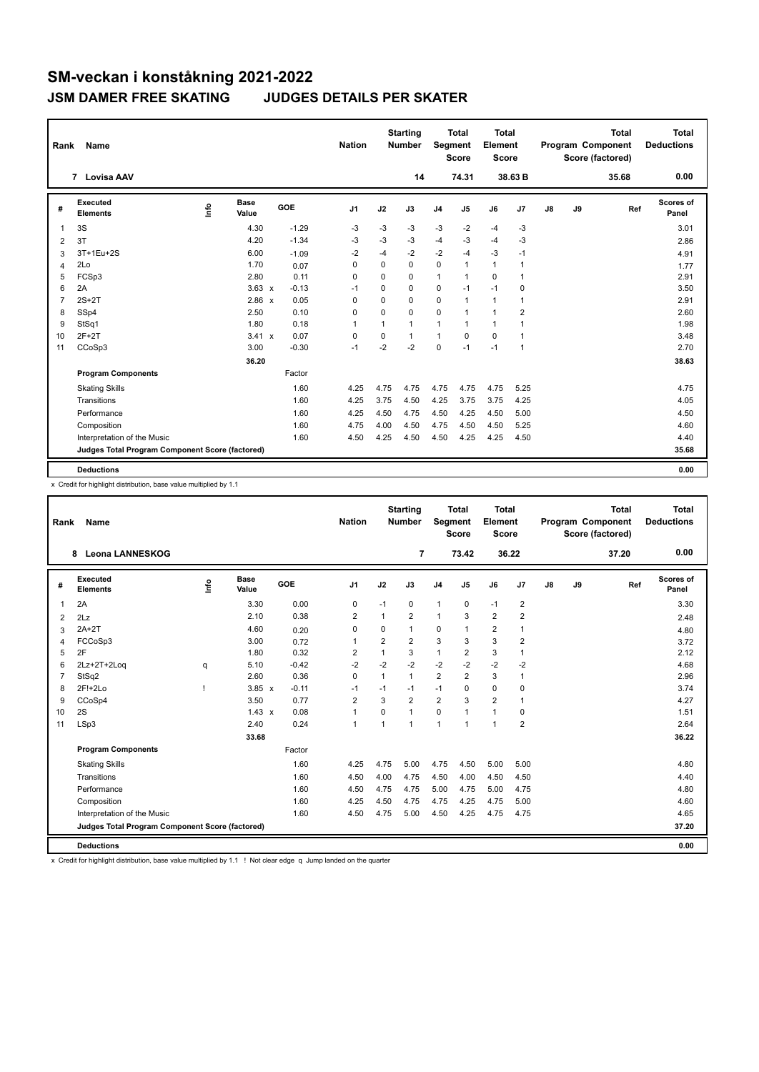# SM-veckan i konståkning 2021-2022

## JSM DAMER FREE SKATING JUDGES DETAILS PER SKATER

| Rank | Name | Nation | Starting Number | Total Segment Score | Total Element Score | Total Program Component Score (factored) | Total Deductions |
|---|---|---|---|---|---|---|---|
| 7 | Lovisa AAV | | 14 | 74.31 | 38.63 B | 35.68 | 0.00 |

| # | Executed Elements | Info | Base Value | | GOE | J1 | J2 | J3 | J4 | J5 | J6 | J7 | J8 | J9 | Ref | Scores of Panel |
|---|---|---|---|---|---|---|---|---|---|---|---|---|---|---|---|---|
| 1 | 3S | | 4.30 | | -1.29 | -3 | -3 | -3 | -3 | -2 | -4 | -3 | | | | 3.01 |
| 2 | 3T | | 4.20 | | -1.34 | -3 | -3 | -3 | -4 | -3 | -4 | -3 | | | | 2.86 |
| 3 | 3T+1Eu+2S | | 6.00 | | -1.09 | -2 | -4 | -2 | -2 | -4 | -3 | -1 | | | | 4.91 |
| 4 | 2Lo | | 1.70 | | 0.07 | 0 | 0 | 0 | 0 | 1 | 1 | 1 | | | | 1.77 |
| 5 | FCSp3 | | 2.80 | | 0.11 | 0 | 0 | 0 | 1 | 1 | 0 | 1 | | | | 2.91 |
| 6 | 2A | | 3.63 | x | -0.13 | -1 | 0 | 0 | 0 | -1 | -1 | 0 | | | | 3.50 |
| 7 | 2S+2T | | 2.86 | x | 0.05 | 0 | 0 | 0 | 0 | 1 | 1 | 1 | | | | 2.91 |
| 8 | SSp4 | | 2.50 | | 0.10 | 0 | 0 | 0 | 0 | 1 | 1 | 2 | | | | 2.60 |
| 9 | StSq1 | | 1.80 | | 0.18 | 1 | 1 | 1 | 1 | 1 | 1 | 1 | | | | 1.98 |
| 10 | 2F+2T | | 3.41 | x | 0.07 | 0 | 0 | 1 | 1 | 0 | 0 | 1 | | | | 3.48 |
| 11 | CCoSp3 | | 3.00 | | -0.30 | -1 | -2 | -2 | 0 | -1 | -1 | 1 | | | | 2.70 |
| | | | 36.20 | | | | | | | | | | | | | 38.63 |
| | **Program Components** | | | | Factor | | | | | | | | | | | |
| | Skating Skills | | | | 1.60 | 4.25 | 4.75 | 4.75 | 4.75 | 4.75 | 4.75 | 5.25 | | | | 4.75 |
| | Transitions | | | | 1.60 | 4.25 | 3.75 | 4.50 | 4.25 | 3.75 | 3.75 | 4.25 | | | | 4.05 |
| | Performance | | | | 1.60 | 4.25 | 4.50 | 4.75 | 4.50 | 4.25 | 4.50 | 5.00 | | | | 4.50 |
| | Composition | | | | 1.60 | 4.75 | 4.00 | 4.50 | 4.75 | 4.50 | 4.50 | 5.25 | | | | 4.60 |
| | Interpretation of the Music | | | | 1.60 | 4.50 | 4.25 | 4.50 | 4.50 | 4.25 | 4.25 | 4.50 | | | | 4.40 |
| | **Judges Total Program Component Score (factored)** | | | | | | | | | | | | | | | 35.68 |
| | **Deductions** | | | | | | | | | | | | | | | 0.00 |

x Credit for highlight distribution, base value multiplied by 1.1

| Rank | Name | Nation | Starting Number | Total Segment Score | Total Element Score | Total Program Component Score (factored) | Total Deductions |
|---|---|---|---|---|---|---|---|
| 8 | Leona LANNESKOG | | 7 | 73.42 | 36.22 | 37.20 | 0.00 |

| # | Executed Elements | Info | Base Value | | GOE | J1 | J2 | J3 | J4 | J5 | J6 | J7 | J8 | J9 | Ref | Scores of Panel |
|---|---|---|---|---|---|---|---|---|---|---|---|---|---|---|---|---|
| 1 | 2A | | 3.30 | | 0.00 | 0 | -1 | 0 | 1 | 0 | -1 | 2 | | | | 3.30 |
| 2 | 2Lz | | 2.10 | | 0.38 | 2 | 1 | 2 | 1 | 3 | 2 | 2 | | | | 2.48 |
| 3 | 2A+2T | | 4.60 | | 0.20 | 0 | 0 | 1 | 0 | 1 | 2 | 1 | | | | 4.80 |
| 4 | FCCoSp3 | | 3.00 | | 0.72 | 1 | 2 | 2 | 3 | 3 | 3 | 2 | | | | 3.72 |
| 5 | 2F | | 1.80 | | 0.32 | 2 | 1 | 3 | 1 | 2 | 3 | 1 | | | | 2.12 |
| 6 | 2Lz+2T+2Loq | q | 5.10 | | -0.42 | -2 | -2 | -2 | -2 | -2 | -2 | -2 | | | | 4.68 |
| 7 | StSq2 | | 2.60 | | 0.36 | 0 | 1 | 1 | 2 | 2 | 3 | 1 | | | | 2.96 |
| 8 | 2F!+2Lo | ! | 3.85 | x | -0.11 | -1 | -1 | -1 | -1 | 0 | 0 | 0 | | | | 3.74 |
| 9 | CCoSp4 | | 3.50 | | 0.77 | 2 | 3 | 2 | 2 | 3 | 2 | 1 | | | | 4.27 |
| 10 | 2S | | 1.43 | x | 0.08 | 1 | 0 | 1 | 0 | 1 | 1 | 0 | | | | 1.51 |
| 11 | LSp3 | | 2.40 | | 0.24 | 1 | 1 | 1 | 1 | 1 | 1 | 2 | | | | 2.64 |
| | | | 33.68 | | | | | | | | | | | | | 36.22 |
| | **Program Components** | | | | Factor | | | | | | | | | | | |
| | Skating Skills | | | | 1.60 | 4.25 | 4.75 | 5.00 | 4.75 | 4.50 | 5.00 | 5.00 | | | | 4.80 |
| | Transitions | | | | 1.60 | 4.50 | 4.00 | 4.75 | 4.50 | 4.00 | 4.50 | 4.50 | | | | 4.40 |
| | Performance | | | | 1.60 | 4.50 | 4.75 | 4.75 | 5.00 | 4.75 | 5.00 | 4.75 | | | | 4.80 |
| | Composition | | | | 1.60 | 4.25 | 4.50 | 4.75 | 4.75 | 4.25 | 4.75 | 5.00 | | | | 4.60 |
| | Interpretation of the Music | | | | 1.60 | 4.50 | 4.75 | 5.00 | 4.50 | 4.25 | 4.75 | 4.75 | | | | 4.65 |
| | **Judges Total Program Component Score (factored)** | | | | | | | | | | | | | | | 37.20 |
| | **Deductions** | | | | | | | | | | | | | | | 0.00 |

x Credit for highlight distribution, base value multiplied by 1.1 ! Not clear edge q Jump landed on the quarter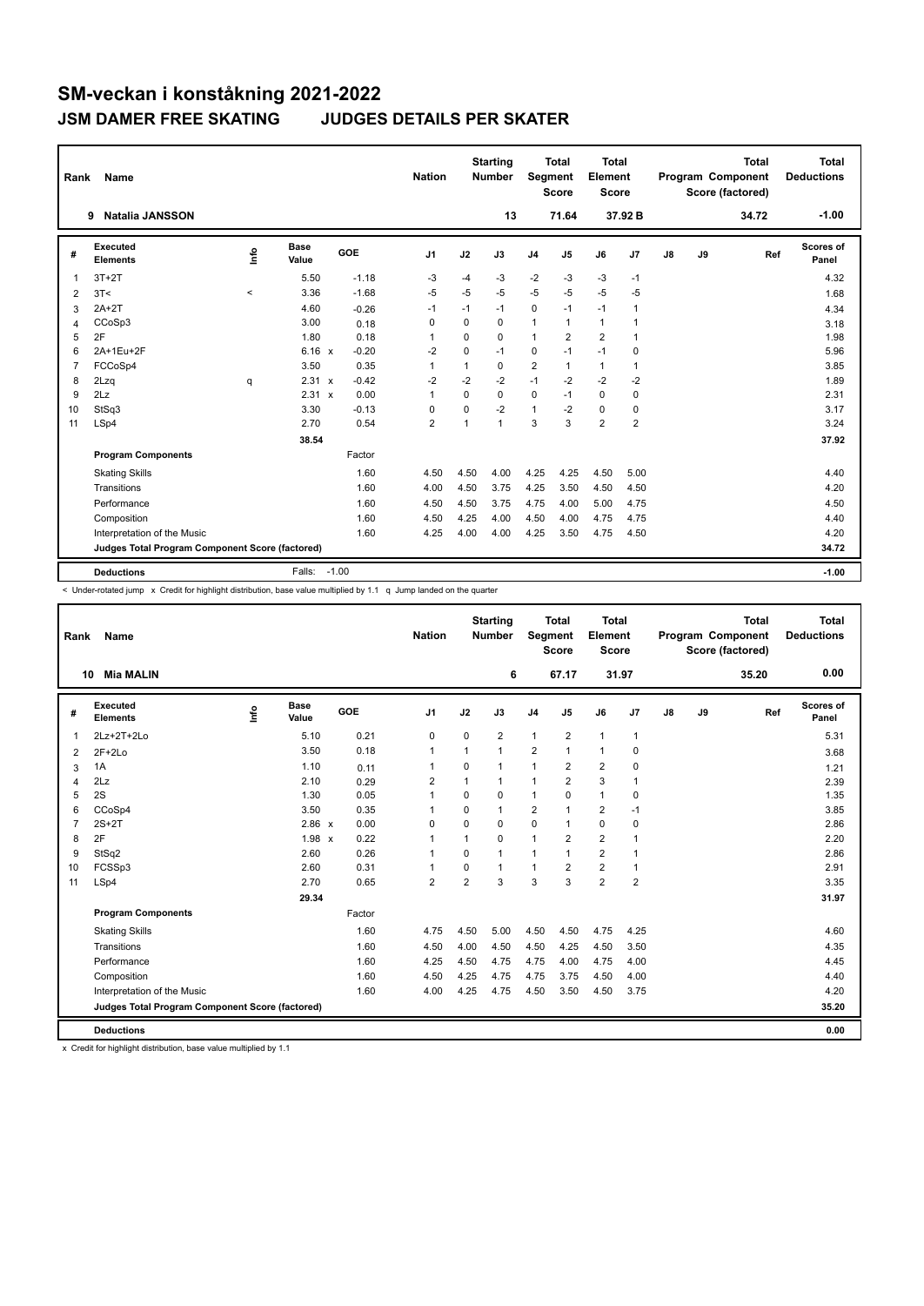# SM-veckan i konståkning 2021-2022

## JSM DAMER FREE SKATING    JUDGES DETAILS PER SKATER

| Rank | Name | Nation | Starting Number | Total Segment Score | Total Element Score | Total Program Component Score (factored) | Total Deductions |
|---|---|---|---|---|---|---|---|
| 9 | Natalia JANSSON | | 13 | 71.64 | 37.92 B | 34.72 | -1.00 |

| # | Executed Elements | Info | Base Value | | GOE | J1 | J2 | J3 | J4 | J5 | J6 | J7 | J8 | J9 | Ref | Scores of Panel |
|---|---|---|---|---|---|---|---|---|---|---|---|---|---|---|---|---|
| 1 | 3T+2T | | 5.50 | | -1.18 | -3 | -4 | -3 | -2 | -3 | -3 | -1 | | | | 4.32 |
| 2 | 3T< | < | 3.36 | | -1.68 | -5 | -5 | -5 | -5 | -5 | -5 | -5 | | | | 1.68 |
| 3 | 2A+2T | | 4.60 | | -0.26 | -1 | -1 | -1 | 0 | -1 | -1 | 1 | | | | 4.34 |
| 4 | CCoSp3 | | 3.00 | | 0.18 | 0 | 0 | 0 | 1 | 1 | 1 | 1 | | | | 3.18 |
| 5 | 2F | | 1.80 | | 0.18 | 1 | 0 | 0 | 1 | 2 | 2 | 1 | | | | 1.98 |
| 6 | 2A+1Eu+2F | | 6.16 | x | -0.20 | -2 | 0 | -1 | 0 | -1 | -1 | 0 | | | | 5.96 |
| 7 | FCCoSp4 | | 3.50 | | 0.35 | 1 | 1 | 0 | 2 | 1 | 1 | 1 | | | | 3.85 |
| 8 | 2Lzq | q | 2.31 | x | -0.42 | -2 | -2 | -2 | -1 | -2 | -2 | -2 | | | | 1.89 |
| 9 | 2Lz | | 2.31 | x | 0.00 | 1 | 0 | 0 | 0 | -1 | 0 | 0 | | | | 2.31 |
| 10 | StSq3 | | 3.30 | | -0.13 | 0 | 0 | -2 | 1 | -2 | 0 | 0 | | | | 3.17 |
| 11 | LSp4 | | 2.70 | | 0.54 | 2 | 1 | 1 | 3 | 3 | 2 | 2 | | | | 3.24 |
| | | | 38.54 | | | | | | | | | | | | | 37.92 |
| | **Program Components** | | | | Factor | | | | | | | | | | | |
| | Skating Skills | | | | 1.60 | 4.50 | 4.50 | 4.00 | 4.25 | 4.25 | 4.50 | 5.00 | | | | 4.40 |
| | Transitions | | | | 1.60 | 4.00 | 4.50 | 3.75 | 4.25 | 3.50 | 4.50 | 4.50 | | | | 4.20 |
| | Performance | | | | 1.60 | 4.50 | 4.50 | 3.75 | 4.75 | 4.00 | 5.00 | 4.75 | | | | 4.50 |
| | Composition | | | | 1.60 | 4.50 | 4.25 | 4.00 | 4.50 | 4.00 | 4.75 | 4.75 | | | | 4.40 |
| | Interpretation of the Music | | | | 1.60 | 4.25 | 4.00 | 4.00 | 4.25 | 3.50 | 4.75 | 4.50 | | | | 4.20 |
| | **Judges Total Program Component Score (factored)** | | | | | | | | | | | | | | | 34.72 |
| | **Deductions** | | Falls: | | -1.00 | | | | | | | | | | | -1.00 |

< Under-rotated jump  x Credit for highlight distribution, base value multiplied by 1.1  q Jump landed on the quarter

| Rank | Name | Nation | Starting Number | Total Segment Score | Total Element Score | Total Program Component Score (factored) | Total Deductions |
|---|---|---|---|---|---|---|---|
| 10 | Mia MALIN | | 6 | 67.17 | 31.97 | 35.20 | 0.00 |

| # | Executed Elements | Info | Base Value | | GOE | J1 | J2 | J3 | J4 | J5 | J6 | J7 | J8 | J9 | Ref | Scores of Panel |
|---|---|---|---|---|---|---|---|---|---|---|---|---|---|---|---|---|
| 1 | 2Lz+2T+2Lo | | 5.10 | | 0.21 | 0 | 0 | 2 | 1 | 2 | 1 | 1 | | | | 5.31 |
| 2 | 2F+2Lo | | 3.50 | | 0.18 | 1 | 1 | 1 | 2 | 1 | 1 | 0 | | | | 3.68 |
| 3 | 1A | | 1.10 | | 0.11 | 1 | 0 | 1 | 1 | 2 | 2 | 0 | | | | 1.21 |
| 4 | 2Lz | | 2.10 | | 0.29 | 2 | 1 | 1 | 1 | 2 | 3 | 1 | | | | 2.39 |
| 5 | 2S | | 1.30 | | 0.05 | 1 | 0 | 0 | 1 | 0 | 1 | 0 | | | | 1.35 |
| 6 | CCoSp4 | | 3.50 | | 0.35 | 1 | 0 | 1 | 2 | 1 | 2 | -1 | | | | 3.85 |
| 7 | 2S+2T | | 2.86 | x | 0.00 | 0 | 0 | 0 | 0 | 1 | 0 | 0 | | | | 2.86 |
| 8 | 2F | | 1.98 | x | 0.22 | 1 | 1 | 0 | 1 | 2 | 2 | 1 | | | | 2.20 |
| 9 | StSq2 | | 2.60 | | 0.26 | 1 | 0 | 1 | 1 | 1 | 2 | 1 | | | | 2.86 |
| 10 | FCSSp3 | | 2.60 | | 0.31 | 1 | 0 | 1 | 1 | 2 | 2 | 1 | | | | 2.91 |
| 11 | LSp4 | | 2.70 | | 0.65 | 2 | 2 | 3 | 3 | 3 | 2 | 2 | | | | 3.35 |
| | | | 29.34 | | | | | | | | | | | | | 31.97 |
| | **Program Components** | | | | Factor | | | | | | | | | | | |
| | Skating Skills | | | | 1.60 | 4.75 | 4.50 | 5.00 | 4.50 | 4.50 | 4.75 | 4.25 | | | | 4.60 |
| | Transitions | | | | 1.60 | 4.50 | 4.00 | 4.50 | 4.50 | 4.25 | 4.50 | 3.50 | | | | 4.35 |
| | Performance | | | | 1.60 | 4.25 | 4.50 | 4.75 | 4.75 | 4.00 | 4.75 | 4.00 | | | | 4.45 |
| | Composition | | | | 1.60 | 4.50 | 4.25 | 4.75 | 4.75 | 3.75 | 4.50 | 4.00 | | | | 4.40 |
| | Interpretation of the Music | | | | 1.60 | 4.00 | 4.25 | 4.75 | 4.50 | 3.50 | 4.50 | 3.75 | | | | 4.20 |
| | **Judges Total Program Component Score (factored)** | | | | | | | | | | | | | | | 35.20 |
| | **Deductions** | | | | | | | | | | | | | | | 0.00 |

x Credit for highlight distribution, base value multiplied by 1.1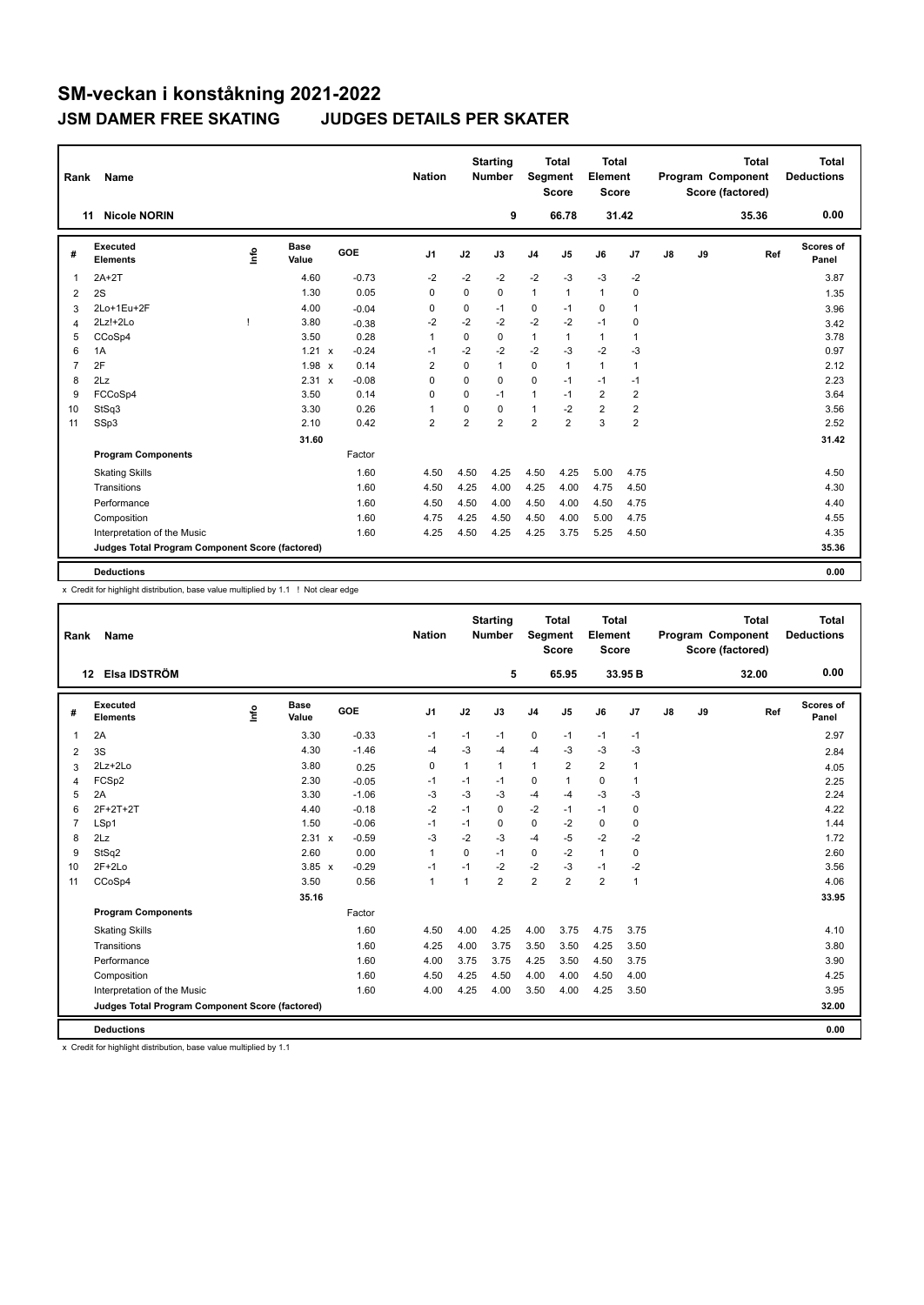# SM-veckan i konståkning 2021-2022

## JSM DAMER FREE SKATING JUDGES DETAILS PER SKATER

| Rank | Name | Nation | Starting Number | Total Segment Score | Total Element Score | Total Program Component Score (factored) | Total Deductions |
|---|---|---|---|---|---|---|---|
| 11 | Nicole NORIN | | 9 | 66.78 | 31.42 | 35.36 | 0.00 |

| # | Executed Elements | Info | Base Value | | GOE | J1 | J2 | J3 | J4 | J5 | J6 | J7 | J8 | J9 | Ref | Scores of Panel |
|---|---|---|---|---|---|---|---|---|---|---|---|---|---|---|---|---|
| 1 | 2A+2T | | 4.60 | | -0.73 | -2 | -2 | -2 | -2 | -3 | -3 | -2 | | | | 3.87 |
| 2 | 2S | | 1.30 | | 0.05 | 0 | 0 | 0 | 1 | 1 | 1 | 0 | | | | 1.35 |
| 3 | 2Lo+1Eu+2F | | 4.00 | | -0.04 | 0 | 0 | -1 | 0 | -1 | 0 | 1 | | | | 3.96 |
| 4 | 2Lz!+2Lo | ! | 3.80 | | -0.38 | -2 | -2 | -2 | -2 | -2 | -1 | 0 | | | | 3.42 |
| 5 | CCoSp4 | | 3.50 | | 0.28 | 1 | 0 | 0 | 1 | 1 | 1 | 1 | | | | 3.78 |
| 6 | 1A | | 1.21 | x | -0.24 | -1 | -2 | -2 | -2 | -3 | -2 | -3 | | | | 0.97 |
| 7 | 2F | | 1.98 | x | 0.14 | 2 | 0 | 1 | 0 | 1 | 1 | 1 | | | | 2.12 |
| 8 | 2Lz | | 2.31 | x | -0.08 | 0 | 0 | 0 | 0 | -1 | -1 | -1 | | | | 2.23 |
| 9 | FCCoSp4 | | 3.50 | | 0.14 | 0 | 0 | -1 | 1 | -1 | 2 | 2 | | | | 3.64 |
| 10 | StSq3 | | 3.30 | | 0.26 | 1 | 0 | 0 | 1 | -2 | 2 | 2 | | | | 3.56 |
| 11 | SSp3 | | 2.10 | | 0.42 | 2 | 2 | 2 | 2 | 2 | 3 | 2 | | | | 2.52 |
| | | | 31.60 | | | | | | | | | | | | | 31.42 |
| | **Program Components** | | | | Factor | | | | | | | | | | | |
| | Skating Skills | | | | 1.60 | 4.50 | 4.50 | 4.25 | 4.50 | 4.25 | 5.00 | 4.75 | | | | 4.50 |
| | Transitions | | | | 1.60 | 4.50 | 4.25 | 4.00 | 4.25 | 4.00 | 4.75 | 4.50 | | | | 4.30 |
| | Performance | | | | 1.60 | 4.50 | 4.50 | 4.00 | 4.50 | 4.00 | 4.50 | 4.75 | | | | 4.40 |
| | Composition | | | | 1.60 | 4.75 | 4.25 | 4.50 | 4.50 | 4.00 | 5.00 | 4.75 | | | | 4.55 |
| | Interpretation of the Music | | | | 1.60 | 4.25 | 4.50 | 4.25 | 4.25 | 3.75 | 5.25 | 4.50 | | | | 4.35 |
| | **Judges Total Program Component Score (factored)** | | | | | | | | | | | | | | | 35.36 |
| | **Deductions** | | | | | | | | | | | | | | | 0.00 |

x Credit for highlight distribution, base value multiplied by 1.1 ! Not clear edge

| Rank | Name | Nation | Starting Number | Total Segment Score | Total Element Score | Total Program Component Score (factored) | Total Deductions |
|---|---|---|---|---|---|---|---|
| 12 | Elsa IDSTRÖM | | 5 | 65.95 | 33.95 B | 32.00 | 0.00 |

| # | Executed Elements | Info | Base Value | | GOE | J1 | J2 | J3 | J4 | J5 | J6 | J7 | J8 | J9 | Ref | Scores of Panel |
|---|---|---|---|---|---|---|---|---|---|---|---|---|---|---|---|---|
| 1 | 2A | | 3.30 | | -0.33 | -1 | -1 | -1 | 0 | -1 | -1 | -1 | | | | 2.97 |
| 2 | 3S | | 4.30 | | -1.46 | -4 | -3 | -4 | -4 | -3 | -3 | -3 | | | | 2.84 |
| 3 | 2Lz+2Lo | | 3.80 | | 0.25 | 0 | 1 | 1 | 1 | 2 | 2 | 1 | | | | 4.05 |
| 4 | FCSp2 | | 2.30 | | -0.05 | -1 | -1 | -1 | 0 | 1 | 0 | 1 | | | | 2.25 |
| 5 | 2A | | 3.30 | | -1.06 | -3 | -3 | -3 | -4 | -4 | -3 | -3 | | | | 2.24 |
| 6 | 2F+2T+2T | | 4.40 | | -0.18 | -2 | -1 | 0 | -2 | -1 | -1 | 0 | | | | 4.22 |
| 7 | LSp1 | | 1.50 | | -0.06 | -1 | -1 | 0 | 0 | -2 | 0 | 0 | | | | 1.44 |
| 8 | 2Lz | | 2.31 | x | -0.59 | -3 | -2 | -3 | -4 | -5 | -2 | -2 | | | | 1.72 |
| 9 | StSq2 | | 2.60 | | 0.00 | 1 | 0 | -1 | 0 | -2 | 1 | 0 | | | | 2.60 |
| 10 | 2F+2Lo | | 3.85 | x | -0.29 | -1 | -1 | -2 | -2 | -3 | -1 | -2 | | | | 3.56 |
| 11 | CCoSp4 | | 3.50 | | 0.56 | 1 | 1 | 2 | 2 | 2 | 2 | 1 | | | | 4.06 |
| | | | 35.16 | | | | | | | | | | | | | 33.95 |
| | **Program Components** | | | | Factor | | | | | | | | | | | |
| | Skating Skills | | | | 1.60 | 4.50 | 4.00 | 4.25 | 4.00 | 3.75 | 4.75 | 3.75 | | | | 4.10 |
| | Transitions | | | | 1.60 | 4.25 | 4.00 | 3.75 | 3.50 | 3.50 | 4.25 | 3.50 | | | | 3.80 |
| | Performance | | | | 1.60 | 4.00 | 3.75 | 3.75 | 4.25 | 3.50 | 4.50 | 3.75 | | | | 3.90 |
| | Composition | | | | 1.60 | 4.50 | 4.25 | 4.50 | 4.00 | 4.00 | 4.50 | 4.00 | | | | 4.25 |
| | Interpretation of the Music | | | | 1.60 | 4.00 | 4.25 | 4.00 | 3.50 | 4.00 | 4.25 | 3.50 | | | | 3.95 |
| | **Judges Total Program Component Score (factored)** | | | | | | | | | | | | | | | 32.00 |
| | **Deductions** | | | | | | | | | | | | | | | 0.00 |

x Credit for highlight distribution, base value multiplied by 1.1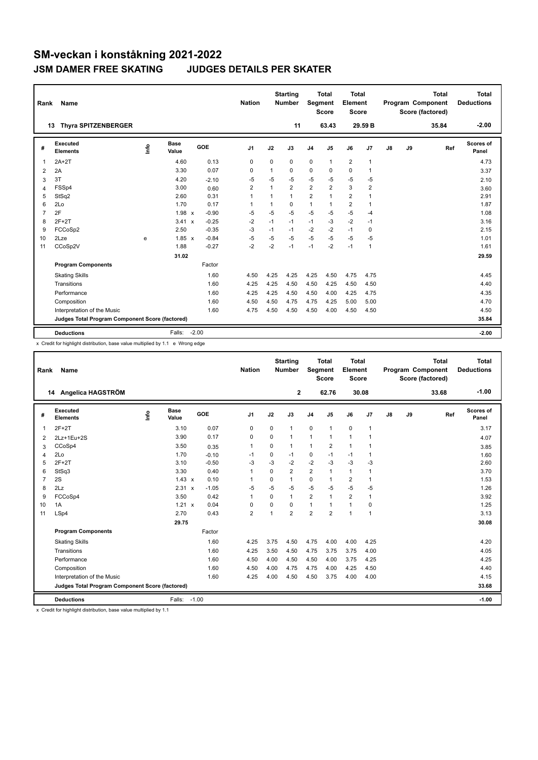# SM-veckan i konståkning 2021-2022

## JSM DAMER FREE SKATING JUDGES DETAILS PER SKATER

| Rank | Name | Nation | Starting Number | Total Segment Score | Total Element Score | Total Program Component Score (factored) | Total Deductions |
|---|---|---|---|---|---|---|---|
| 13 | Thyra SPITZENBERGER | | 11 | 63.43 | 29.59 B | 35.84 | -2.00 |

| # | Executed Elements | Info | Base Value | | GOE | J1 | J2 | J3 | J4 | J5 | J6 | J7 | J8 | J9 | Ref | Scores of Panel |
|---|---|---|---|---|---|---|---|---|---|---|---|---|---|---|---|---|
| 1 | 2A+2T | | 4.60 | | 0.13 | 0 | 0 | 0 | 0 | 1 | 2 | 1 | | | | 4.73 |
| 2 | 2A | | 3.30 | | 0.07 | 0 | 1 | 0 | 0 | 0 | 0 | 1 | | | | 3.37 |
| 3 | 3T | | 4.20 | | -2.10 | -5 | -5 | -5 | -5 | -5 | -5 | -5 | | | | 2.10 |
| 4 | FSSp4 | | 3.00 | | 0.60 | 2 | 1 | 2 | 2 | 2 | 3 | 2 | | | | 3.60 |
| 5 | StSq2 | | 2.60 | | 0.31 | 1 | 1 | 1 | 2 | 1 | 2 | 1 | | | | 2.91 |
| 6 | 2Lo | | 1.70 | | 0.17 | 1 | 1 | 0 | 1 | 1 | 2 | 1 | | | | 1.87 |
| 7 | 2F | | 1.98 | x | -0.90 | -5 | -5 | -5 | -5 | -5 | -5 | -4 | | | | 1.08 |
| 8 | 2F+2T | | 3.41 | x | -0.25 | -2 | -1 | -1 | -1 | -3 | -2 | -1 | | | | 3.16 |
| 9 | FCCoSp2 | | 2.50 | | -0.35 | -3 | -1 | -1 | -2 | -2 | -1 | 0 | | | | 2.15 |
| 10 | 2Lze | e | 1.85 | x | -0.84 | -5 | -5 | -5 | -5 | -5 | -5 | -5 | | | | 1.01 |
| 11 | CCoSp2V | | 1.88 | | -0.27 | -2 | -2 | -1 | -1 | -2 | -1 | 1 | | | | 1.61 |
| | | | 31.02 | | | | | | | | | | | | | 29.59 |
| | **Program Components** | | | | Factor | | | | | | | | | | | |
| | Skating Skills | | | | 1.60 | 4.50 | 4.25 | 4.25 | 4.25 | 4.50 | 4.75 | 4.75 | | | | 4.45 |
| | Transitions | | | | 1.60 | 4.25 | 4.25 | 4.50 | 4.50 | 4.25 | 4.50 | 4.50 | | | | 4.40 |
| | Performance | | | | 1.60 | 4.25 | 4.25 | 4.50 | 4.50 | 4.00 | 4.25 | 4.75 | | | | 4.35 |
| | Composition | | | | 1.60 | 4.50 | 4.50 | 4.75 | 4.75 | 4.25 | 5.00 | 5.00 | | | | 4.70 |
| | Interpretation of the Music | | | | 1.60 | 4.75 | 4.50 | 4.50 | 4.50 | 4.00 | 4.50 | 4.50 | | | | 4.50 |
| | **Judges Total Program Component Score (factored)** | | | | | | | | | | | | | | | 35.84 |
| | **Deductions** | | Falls: | | -2.00 | | | | | | | | | | | -2.00 |

x Credit for highlight distribution, base value multiplied by 1.1 e Wrong edge

| Rank | Name | Nation | Starting Number | Total Segment Score | Total Element Score | Total Program Component Score (factored) | Total Deductions |
|---|---|---|---|---|---|---|---|
| 14 | Angelica HAGSTRÖM | | 2 | 62.76 | 30.08 | 33.68 | -1.00 |

| # | Executed Elements | Info | Base Value | | GOE | J1 | J2 | J3 | J4 | J5 | J6 | J7 | J8 | J9 | Ref | Scores of Panel |
|---|---|---|---|---|---|---|---|---|---|---|---|---|---|---|---|---|
| 1 | 2F+2T | | 3.10 | | 0.07 | 0 | 0 | 1 | 0 | 1 | 0 | 1 | | | | 3.17 |
| 2 | 2Lz+1Eu+2S | | 3.90 | | 0.17 | 0 | 0 | 1 | 1 | 1 | 1 | 1 | | | | 4.07 |
| 3 | CCoSp4 | | 3.50 | | 0.35 | 1 | 0 | 1 | 1 | 2 | 1 | 1 | | | | 3.85 |
| 4 | 2Lo | | 1.70 | | -0.10 | -1 | 0 | -1 | 0 | -1 | -1 | 1 | | | | 1.60 |
| 5 | 2F+2T | | 3.10 | | -0.50 | -3 | -3 | -2 | -2 | -3 | -3 | -3 | | | | 2.60 |
| 6 | StSq3 | | 3.30 | | 0.40 | 1 | 0 | 2 | 2 | 1 | 1 | 1 | | | | 3.70 |
| 7 | 2S | | 1.43 | x | 0.10 | 1 | 0 | 1 | 0 | 1 | 2 | 1 | | | | 1.53 |
| 8 | 2Lz | | 2.31 | x | -1.05 | -5 | -5 | -5 | -5 | -5 | -5 | -5 | | | | 1.26 |
| 9 | FCCoSp4 | | 3.50 | | 0.42 | 1 | 0 | 1 | 2 | 1 | 2 | 1 | | | | 3.92 |
| 10 | 1A | | 1.21 | x | 0.04 | 0 | 0 | 0 | 1 | 1 | 1 | 0 | | | | 1.25 |
| 11 | LSp4 | | 2.70 | | 0.43 | 2 | 1 | 2 | 2 | 2 | 1 | 1 | | | | 3.13 |
| | | | 29.75 | | | | | | | | | | | | | 30.08 |
| | **Program Components** | | | | Factor | | | | | | | | | | | |
| | Skating Skills | | | | 1.60 | 4.25 | 3.75 | 4.50 | 4.75 | 4.00 | 4.00 | 4.25 | | | | 4.20 |
| | Transitions | | | | 1.60 | 4.25 | 3.50 | 4.50 | 4.75 | 3.75 | 3.75 | 4.00 | | | | 4.05 |
| | Performance | | | | 1.60 | 4.50 | 4.00 | 4.50 | 4.50 | 4.00 | 3.75 | 4.25 | | | | 4.25 |
| | Composition | | | | 1.60 | 4.50 | 4.00 | 4.75 | 4.75 | 4.00 | 4.25 | 4.50 | | | | 4.40 |
| | Interpretation of the Music | | | | 1.60 | 4.25 | 4.00 | 4.50 | 4.50 | 3.75 | 4.00 | 4.00 | | | | 4.15 |
| | **Judges Total Program Component Score (factored)** | | | | | | | | | | | | | | | 33.68 |
| | **Deductions** | | Falls: | | -1.00 | | | | | | | | | | | -1.00 |

x Credit for highlight distribution, base value multiplied by 1.1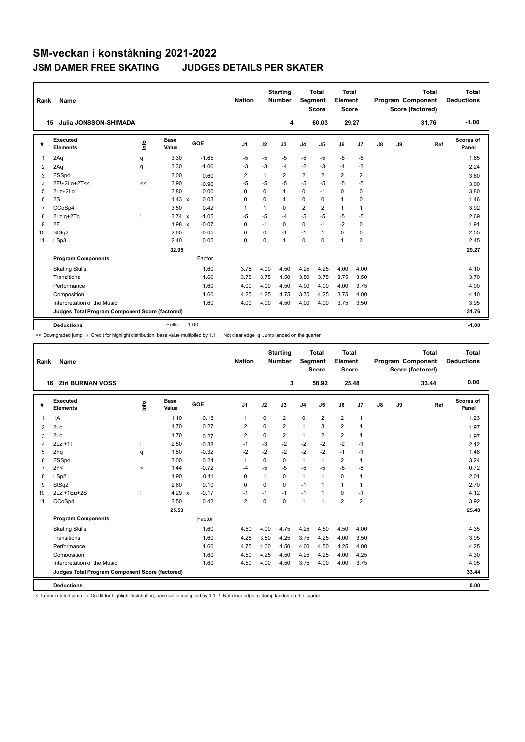# SM-veckan i konståkning 2021-2022

## JSM DAMER FREE SKATING JUDGES DETAILS PER SKATER

| Rank | Name | Nation | Starting Number | Total Segment Score | Total Element Score | Total Program Component Score (factored) | Total Deductions |
|---|---|---|---|---|---|---|---|
| 15 | Julia JONSSON-SHIMADA | | 4 | 60.03 | 29.27 | 31.76 | -1.00 |

| # | Executed Elements | Info | Base Value | | GOE | J1 | J2 | J3 | J4 | J5 | J6 | J7 | J8 | J9 | Ref | Scores of Panel |
|---|---|---|---|---|---|---|---|---|---|---|---|---|---|---|---|---|
| 1 | 2Aq | q | 3.30 | | -1.65 | -5 | -5 | -5 | -5 | -5 | -5 | -5 | | | | 1.65 |
| 2 | 2Aq | q | 3.30 | | -1.06 | -3 | -3 | -4 | -2 | -3 | -4 | -3 | | | | 2.24 |
| 3 | FSSp4 | | 3.00 | | 0.60 | 2 | 1 | 2 | 2 | 2 | 2 | 2 | | | | 3.60 |
| 4 | 2F!+2Lo+2T<< | << | 3.90 | | -0.90 | -5 | -5 | -5 | -5 | -5 | -5 | -5 | | | | 3.00 |
| 5 | 2Lz+2Lo | | 3.80 | | 0.00 | 0 | 0 | 1 | 0 | -1 | 0 | 0 | | | | 3.80 |
| 6 | 2S | | 1.43 | x | 0.03 | 0 | 0 | 1 | 0 | 0 | 1 | 0 | | | | 1.46 |
| 7 | CCoSp4 | | 3.50 | | 0.42 | 1 | 1 | 0 | 2 | 2 | 1 | 1 | | | | 3.92 |
| 8 | 2Lz!q+2Tq | ! | 3.74 | x | -1.05 | -5 | -5 | -4 | -5 | -5 | -5 | -5 | | | | 2.69 |
| 9 | 2F | | 1.98 | x | -0.07 | 0 | -1 | 0 | 0 | -1 | -2 | 0 | | | | 1.91 |
| 10 | StSq2 | | 2.60 | | -0.05 | 0 | 0 | -1 | -1 | 1 | 0 | 0 | | | | 2.55 |
| 11 | LSp3 | | 2.40 | | 0.05 | 0 | 0 | 1 | 0 | 0 | 1 | 0 | | | | 2.45 |
| | | | 32.95 | | | | | | | | | | | | | 29.27 |
| | **Program Components** | | | | Factor | | | | | | | | | | | |
| | Skating Skills | | | | 1.60 | 3.75 | 4.00 | 4.50 | 4.25 | 4.25 | 4.00 | 4.00 | | | | 4.10 |
| | Transitions | | | | 1.60 | 3.75 | 3.75 | 4.50 | 3.50 | 3.75 | 3.75 | 3.50 | | | | 3.70 |
| | Performance | | | | 1.60 | 4.00 | 4.00 | 4.50 | 4.00 | 4.00 | 4.00 | 3.75 | | | | 4.00 |
| | Composition | | | | 1.60 | 4.25 | 4.25 | 4.75 | 3.75 | 4.25 | 3.75 | 4.00 | | | | 4.10 |
| | Interpretation of the Music | | | | 1.60 | 4.00 | 4.00 | 4.50 | 4.00 | 4.00 | 3.75 | 3.50 | | | | 3.95 |
| | **Judges Total Program Component Score (factored)** | | | | | | | | | | | | | | | 31.76 |
| | **Deductions** | | Falls: | | -1.00 | | | | | | | | | | | -1.00 |

<< Downgraded jump x Credit for highlight distribution, base value multiplied by 1.1 ! Not clear edge q Jump landed on the quarter

| Rank | Name | Nation | Starting Number | Total Segment Score | Total Element Score | Total Program Component Score (factored) | Total Deductions |
|---|---|---|---|---|---|---|---|
| 16 | Ziri BURMAN VOSS | | 3 | 58.92 | 25.48 | 33.44 | 0.00 |

| # | Executed Elements | Info | Base Value | | GOE | J1 | J2 | J3 | J4 | J5 | J6 | J7 | J8 | J9 | Ref | Scores of Panel |
|---|---|---|---|---|---|---|---|---|---|---|---|---|---|---|---|---|
| 1 | 1A | | 1.10 | | 0.13 | 1 | 0 | 2 | 0 | 2 | 2 | 1 | | | | 1.23 |
| 2 | 2Lo | | 1.70 | | 0.27 | 2 | 0 | 2 | 1 | 3 | 2 | 1 | | | | 1.97 |
| 3 | 2Lo | | 1.70 | | 0.27 | 2 | 0 | 2 | 1 | 2 | 2 | 1 | | | | 1.97 |
| 4 | 2Lz!+1T | ! | 2.50 | | -0.38 | -1 | -3 | -2 | -2 | -2 | -2 | -1 | | | | 2.12 |
| 5 | 2Fq | q | 1.80 | | -0.32 | -2 | -2 | -2 | -2 | -2 | -1 | -1 | | | | 1.48 |
| 6 | FSSp4 | | 3.00 | | 0.24 | 1 | 0 | 0 | 1 | 1 | 2 | 1 | | | | 3.24 |
| 7 | 2F< | < | 1.44 | | -0.72 | -4 | -5 | -5 | -5 | -5 | -5 | -5 | | | | 0.72 |
| 8 | LSp2 | | 1.90 | | 0.11 | 0 | 1 | 0 | 1 | 1 | 0 | 1 | | | | 2.01 |
| 9 | StSq2 | | 2.60 | | 0.10 | 0 | 0 | 0 | -1 | 1 | 1 | 1 | | | | 2.70 |
| 10 | 2Lz!+1Eu+2S | ! | 4.29 | x | -0.17 | -1 | -1 | -1 | -1 | 1 | 0 | -1 | | | | 4.12 |
| 11 | CCoSp4 | | 3.50 | | 0.42 | 2 | 0 | 0 | 1 | 1 | 2 | 2 | | | | 3.92 |
| | | | 25.53 | | | | | | | | | | | | | 25.48 |
| | **Program Components** | | | | Factor | | | | | | | | | | | |
| | Skating Skills | | | | 1.60 | 4.50 | 4.00 | 4.75 | 4.25 | 4.50 | 4.50 | 4.00 | | | | 4.35 |
| | Transitions | | | | 1.60 | 4.25 | 3.50 | 4.25 | 3.75 | 4.25 | 4.00 | 3.50 | | | | 3.95 |
| | Performance | | | | 1.60 | 4.75 | 4.00 | 4.50 | 4.00 | 4.50 | 4.25 | 4.00 | | | | 4.25 |
| | Composition | | | | 1.60 | 4.50 | 4.25 | 4.50 | 4.25 | 4.25 | 4.00 | 4.25 | | | | 4.30 |
| | Interpretation of the Music | | | | 1.60 | 4.50 | 4.00 | 4.50 | 3.75 | 4.00 | 4.00 | 3.75 | | | | 4.05 |
| | **Judges Total Program Component Score (factored)** | | | | | | | | | | | | | | | 33.44 |
| | **Deductions** | | | | | | | | | | | | | | | 0.00 |

< Under-rotated jump x Credit for highlight distribution, base value multiplied by 1.1 ! Not clear edge q Jump landed on the quarter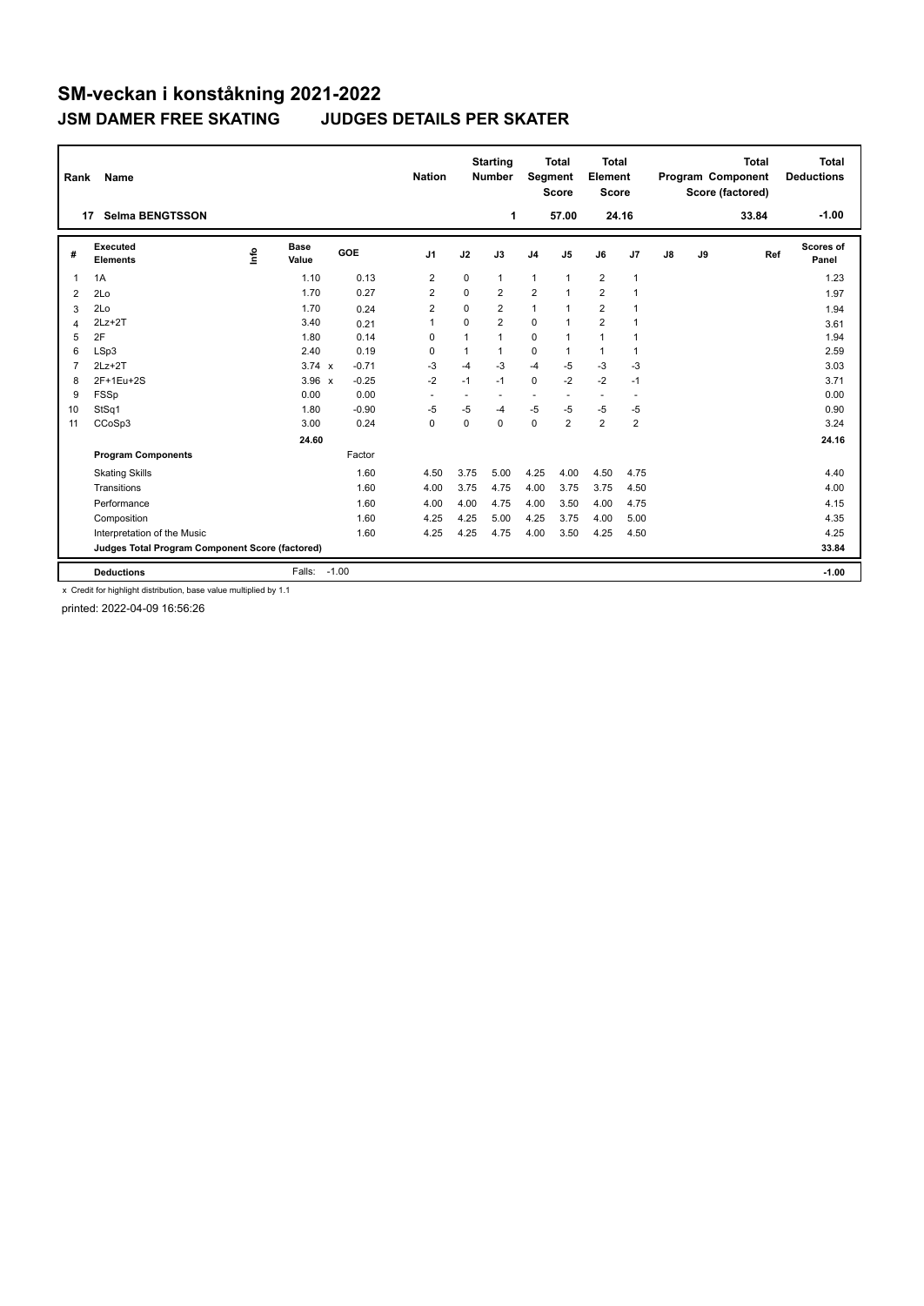# SM-veckan i konståkning 2021-2022

## JSM DAMER FREE SKATING JUDGES DETAILS PER SKATER

| Rank | Name | Nation | Starting Number | Total Segment Score | Total Element Score | Total Program Component Score (factored) | Total Deductions |
|---|---|---|---|---|---|---|---|
| 17 | Selma BENGTSSON | | 1 | 57.00 | 24.16 | 33.84 | -1.00 |

| # | Executed Elements | Info | Base Value | | GOE | J1 | J2 | J3 | J4 | J5 | J6 | J7 | J8 | J9 | Ref | Scores of Panel |
|---|---|---|---|---|---|---|---|---|---|---|---|---|---|---|---|---|
| 1 | 1A | | 1.10 | | 0.13 | 2 | 0 | 1 | 1 | 1 | 2 | 1 | | | | 1.23 |
| 2 | 2Lo | | 1.70 | | 0.27 | 2 | 0 | 2 | 2 | 1 | 2 | 1 | | | | 1.97 |
| 3 | 2Lo | | 1.70 | | 0.24 | 2 | 0 | 2 | 1 | 1 | 2 | 1 | | | | 1.94 |
| 4 | 2Lz+2T | | 3.40 | | 0.21 | 1 | 0 | 2 | 0 | 1 | 2 | 1 | | | | 3.61 |
| 5 | 2F | | 1.80 | | 0.14 | 0 | 1 | 1 | 0 | 1 | 1 | 1 | | | | 1.94 |
| 6 | LSp3 | | 2.40 | | 0.19 | 0 | 1 | 1 | 0 | 1 | 1 | 1 | | | | 2.59 |
| 7 | 2Lz+2T | | 3.74 | x | -0.71 | -3 | -4 | -3 | -4 | -5 | -3 | -3 | | | | 3.03 |
| 8 | 2F+1Eu+2S | | 3.96 | x | -0.25 | -2 | -1 | -1 | 0 | -2 | -2 | -1 | | | | 3.71 |
| 9 | FSSp | | 0.00 | | 0.00 | - | - | - | - | - | - | - | | | | 0.00 |
| 10 | StSq1 | | 1.80 | | -0.90 | -5 | -5 | -4 | -5 | -5 | -5 | -5 | | | | 0.90 |
| 11 | CCoSp3 | | 3.00 | | 0.24 | 0 | 0 | 0 | 0 | 2 | 2 | 2 | | | | 3.24 |
| | | | 24.60 | | | | | | | | | | | | | 24.16 |
| | **Program Components** | | | | Factor | | | | | | | | | | | |
| | Skating Skills | | | | 1.60 | 4.50 | 3.75 | 5.00 | 4.25 | 4.00 | 4.50 | 4.75 | | | | 4.40 |
| | Transitions | | | | 1.60 | 4.00 | 3.75 | 4.75 | 4.00 | 3.75 | 3.75 | 4.50 | | | | 4.00 |
| | Performance | | | | 1.60 | 4.00 | 4.00 | 4.75 | 4.00 | 3.50 | 4.00 | 4.75 | | | | 4.15 |
| | Composition | | | | 1.60 | 4.25 | 4.25 | 5.00 | 4.25 | 3.75 | 4.00 | 5.00 | | | | 4.35 |
| | Interpretation of the Music | | | | 1.60 | 4.25 | 4.25 | 4.75 | 4.00 | 3.50 | 4.25 | 4.50 | | | | 4.25 |
| | **Judges Total Program Component Score (factored)** | | | | | | | | | | | | | | | 33.84 |
| | **Deductions** | | Falls: | | -1.00 | | | | | | | | | | | -1.00 |

x Credit for highlight distribution, base value multiplied by 1.1

printed: 2022-04-09 16:56:26